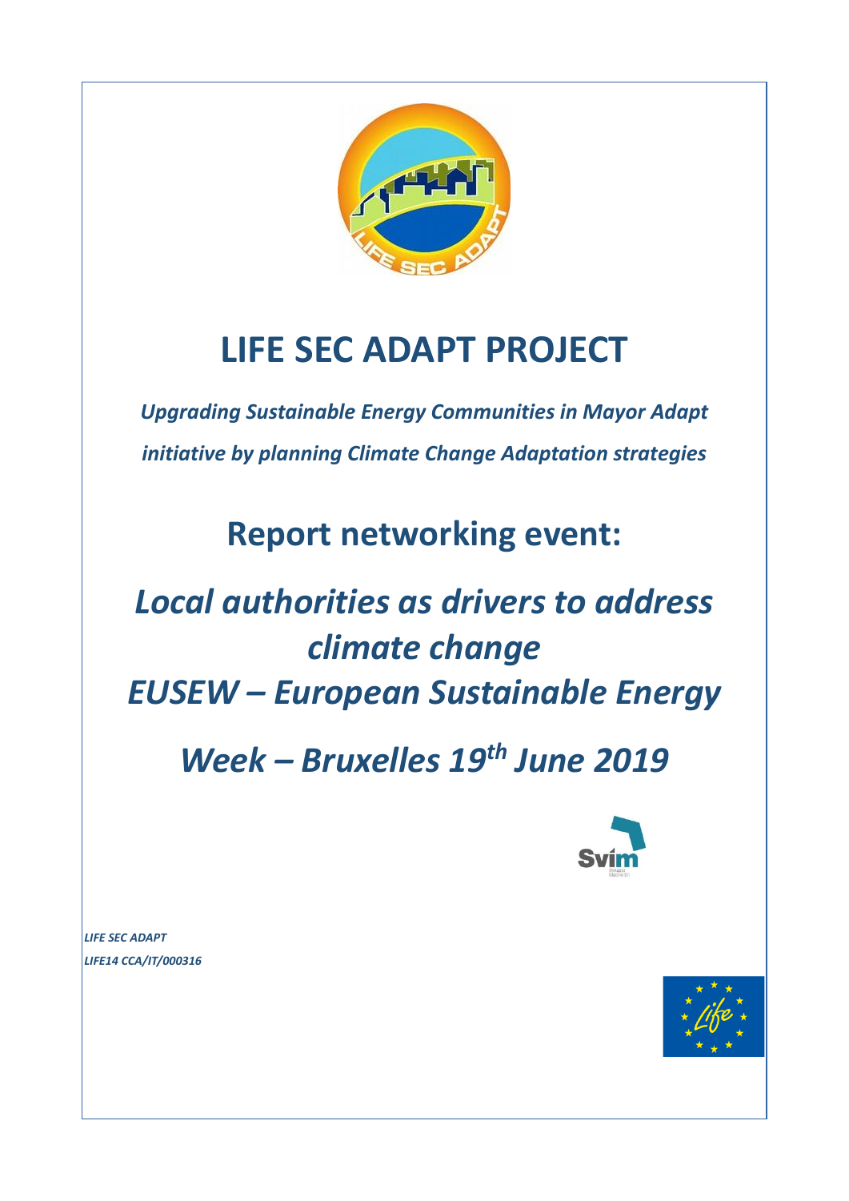# LIFE SEC ADAPT PROJECT

***Upgrading Sustainable Energy Communities in Mayor Adapt initiative by planning Climate Change Adaptation strategies***

## Report networking event:

## *Local authorities as drivers to address climate change EUSEW – European Sustainable Energy Week – Bruxelles 19th June 2019*

***LIFE SEC ADAPT***
***LIFE14 CCA/IT/000316***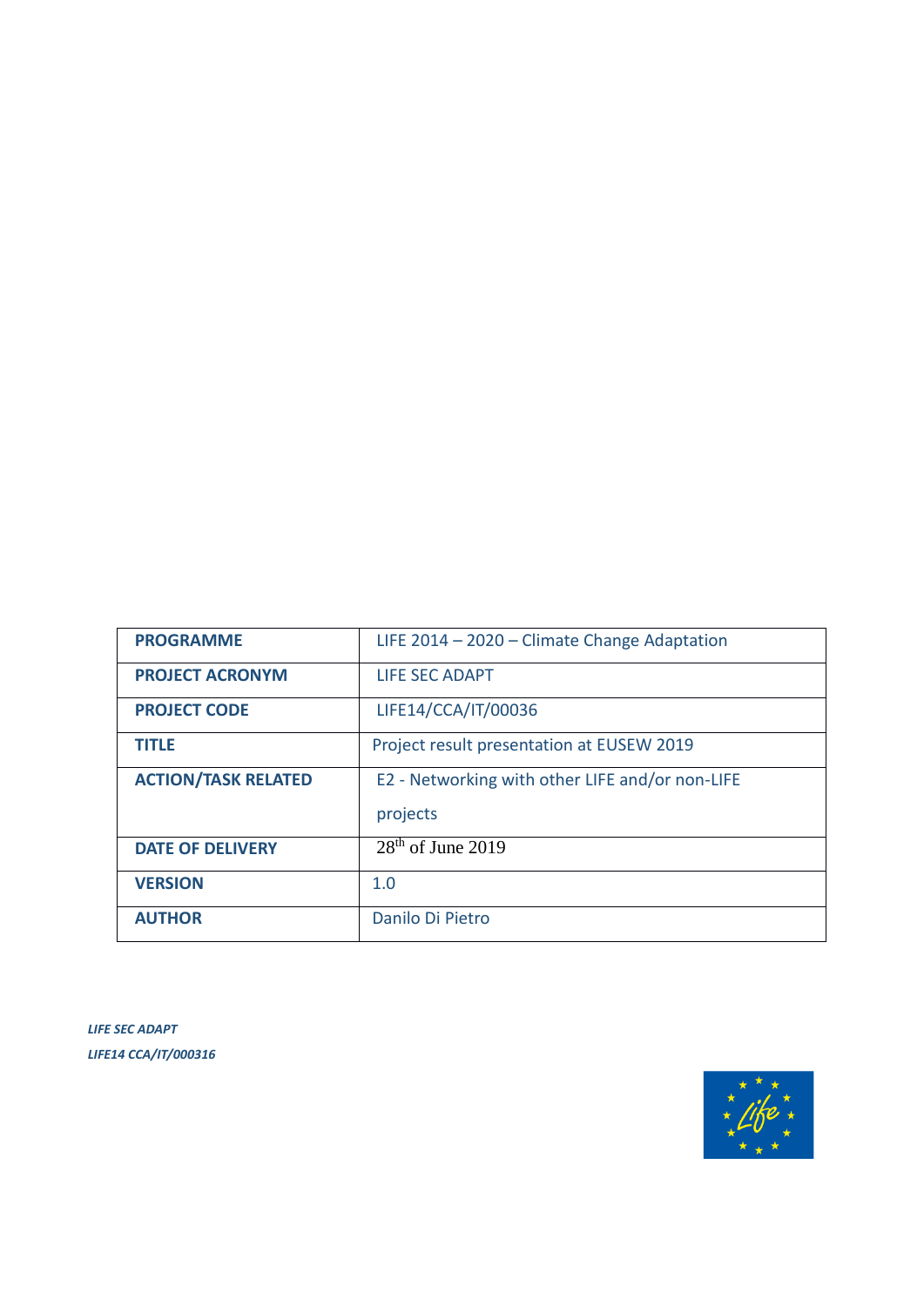| PROGRAMME | LIFE 2014 – 2020 – Climate Change Adaptation |
| --- | --- |
| PROJECT ACRONYM | LIFE SEC ADAPT |
| PROJECT CODE | LIFE14/CCA/IT/00036 |
| TITLE | Project result presentation at EUSEW 2019 |
| ACTION/TASK RELATED | E2 - Networking with other LIFE and/or non-LIFE projects |
| DATE OF DELIVERY | 28th of June 2019 |
| VERSION | 1.0 |
| AUTHOR | Danilo Di Pietro |

*LIFE SEC ADAPT*
*LIFE14 CCA/IT/000316*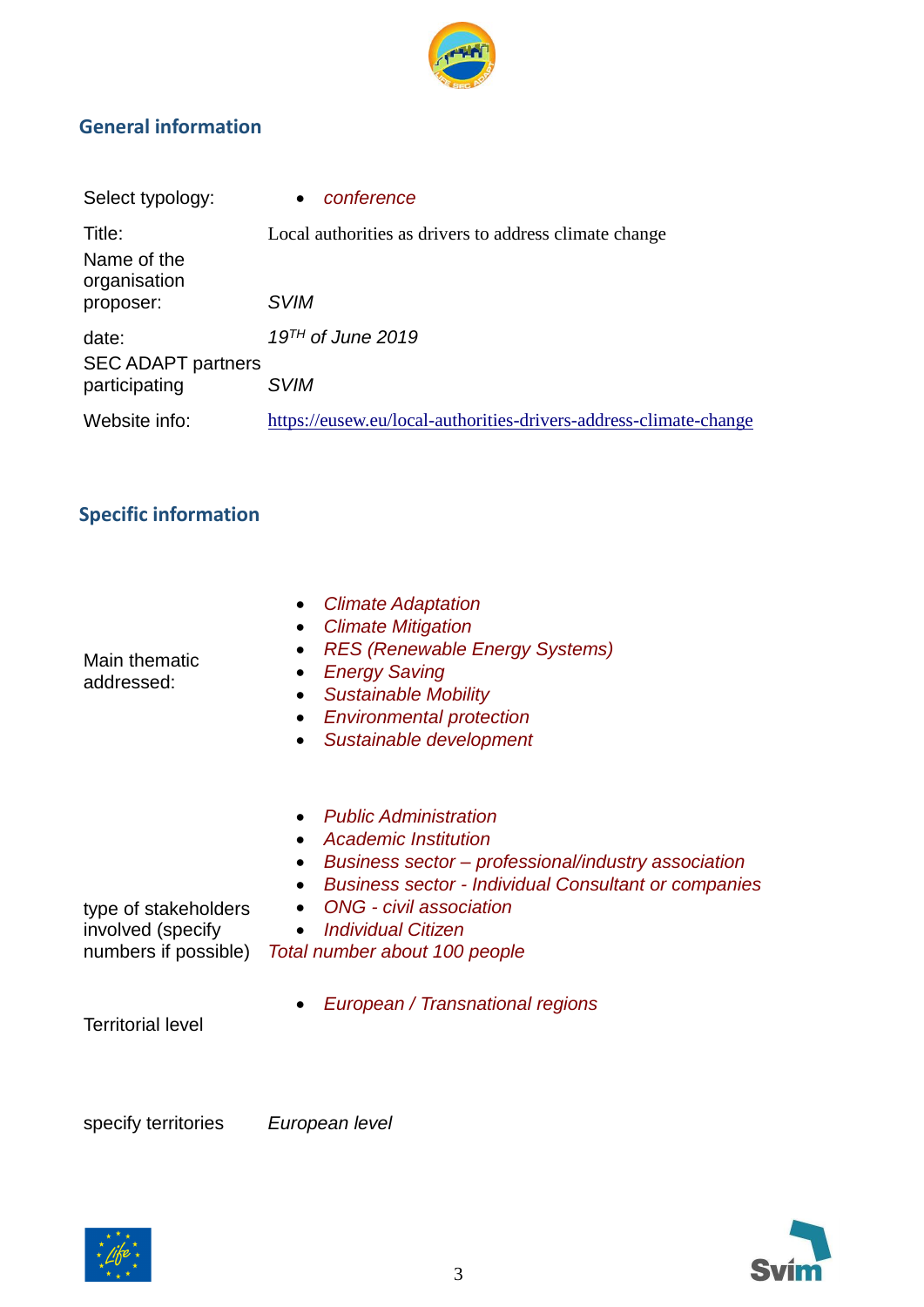## General information

| | |
|---|---|
| Select typology: | • *conference* |
| Title: | Local authorities as drivers to address climate change |
| Name of the organisation proposer: | *SVIM* |
| date: | *19$^{TH}$ of June 2019* |
| SEC ADAPT partners participating | *SVIM* |
| Website info: | https://eusew.eu/local-authorities-drivers-address-climate-change |

## Specific information

| | |
|---|---|
| Main thematic addressed: | • *Climate Adaptation*<br>• *Climate Mitigation*<br>• *RES (Renewable Energy Systems)*<br>• *Energy Saving*<br>• *Sustainable Mobility*<br>• *Environmental protection*<br>• *Sustainable development* |
| type of stakeholders involved (specify numbers if possible) | • *Public Administration*<br>• *Academic Institution*<br>• *Business sector – professional/industry association*<br>• *Business sector - Individual Consultant or companies*<br>• *ONG - civil association*<br>• *Individual Citizen*<br>*Total number about 100 people* |
| Territorial level | • *European / Transnational regions* |
| specify territories | *European level* |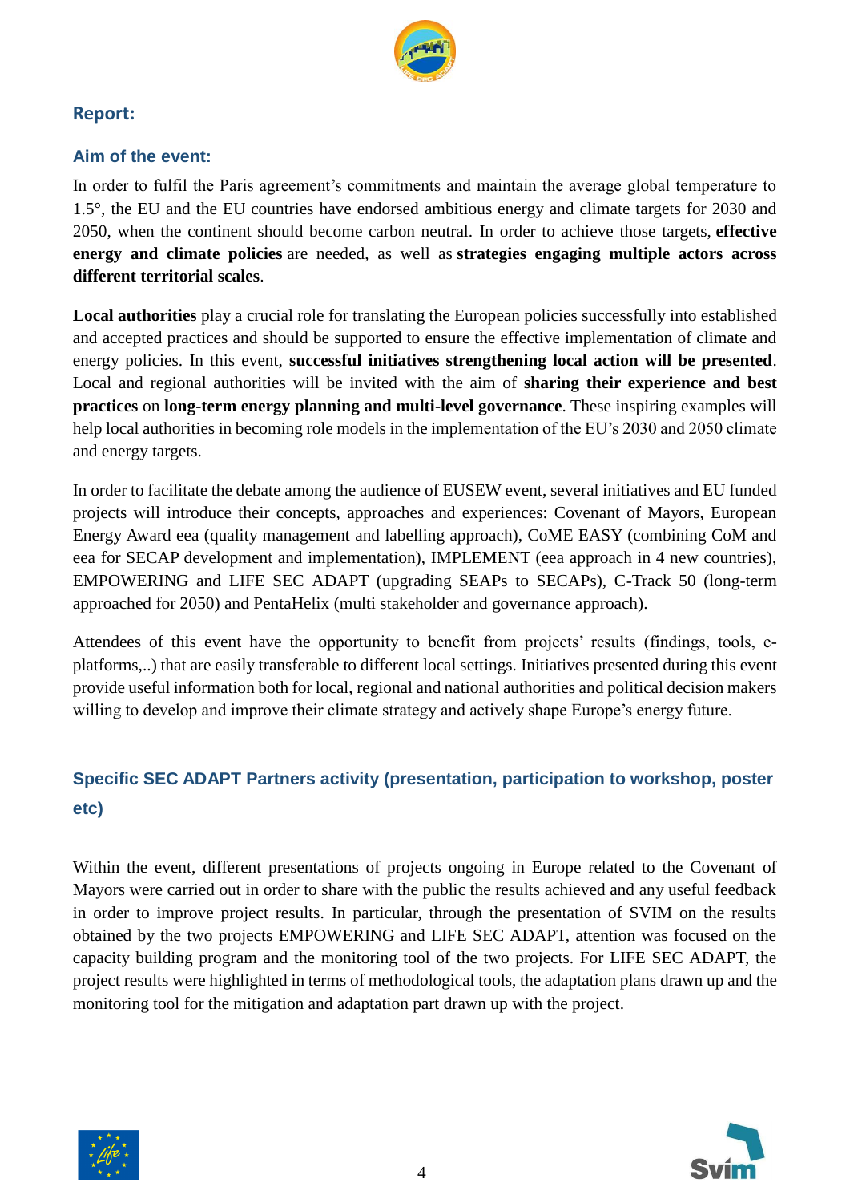## Report:

### Aim of the event:

In order to fulfil the Paris agreement's commitments and maintain the average global temperature to 1.5°, the EU and the EU countries have endorsed ambitious energy and climate targets for 2030 and 2050, when the continent should become carbon neutral. In order to achieve those targets, **effective energy and climate policies** are needed, as well as **strategies engaging multiple actors across different territorial scales**.

**Local authorities** play a crucial role for translating the European policies successfully into established and accepted practices and should be supported to ensure the effective implementation of climate and energy policies. In this event, **successful initiatives strengthening local action will be presented**. Local and regional authorities will be invited with the aim of **sharing their experience and best practices** on **long-term energy planning and multi-level governance**. These inspiring examples will help local authorities in becoming role models in the implementation of the EU's 2030 and 2050 climate and energy targets.

In order to facilitate the debate among the audience of EUSEW event, several initiatives and EU funded projects will introduce their concepts, approaches and experiences: Covenant of Mayors, European Energy Award eea (quality management and labelling approach), CoME EASY (combining CoM and eea for SECAP development and implementation), IMPLEMENT (eea approach in 4 new countries), EMPOWERING and LIFE SEC ADAPT (upgrading SEAPs to SECAPs), C-Track 50 (long-term approached for 2050) and PentaHelix (multi stakeholder and governance approach).

Attendees of this event have the opportunity to benefit from projects' results (findings, tools, e-platforms,..) that are easily transferable to different local settings. Initiatives presented during this event provide useful information both for local, regional and national authorities and political decision makers willing to develop and improve their climate strategy and actively shape Europe's energy future.

### Specific SEC ADAPT Partners activity (presentation, participation to workshop, poster etc)

Within the event, different presentations of projects ongoing in Europe related to the Covenant of Mayors were carried out in order to share with the public the results achieved and any useful feedback in order to improve project results. In particular, through the presentation of SVIM on the results obtained by the two projects EMPOWERING and LIFE SEC ADAPT, attention was focused on the capacity building program and the monitoring tool of the two projects. For LIFE SEC ADAPT, the project results were highlighted in terms of methodological tools, the adaptation plans drawn up and the monitoring tool for the mitigation and adaptation part drawn up with the project.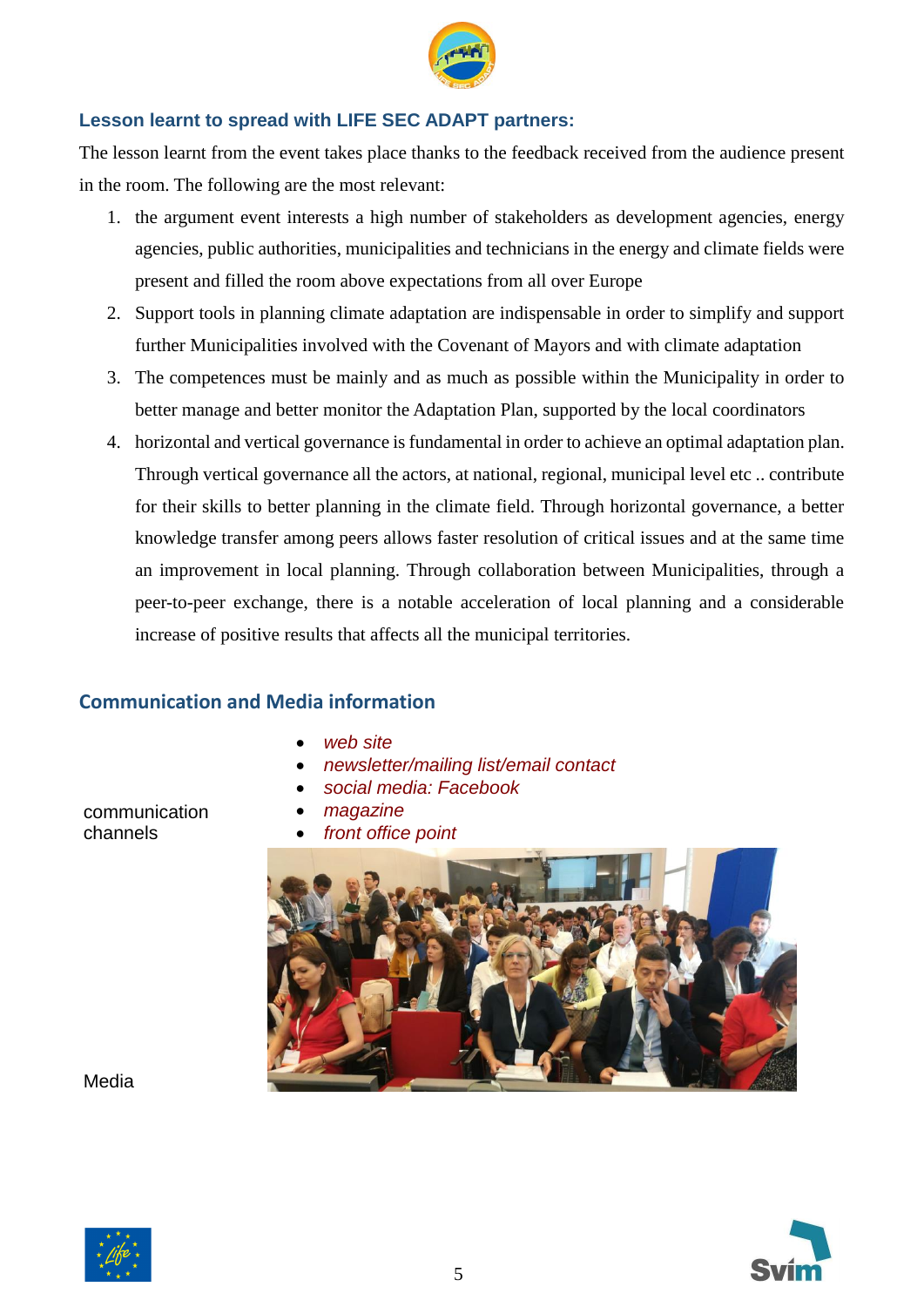## Lesson learnt to spread with LIFE SEC ADAPT partners:

The lesson learnt from the event takes place thanks to the feedback received from the audience present in the room. The following are the most relevant:

1. the argument event interests a high number of stakeholders as development agencies, energy agencies, public authorities, municipalities and technicians in the energy and climate fields were present and filled the room above expectations from all over Europe
2. Support tools in planning climate adaptation are indispensable in order to simplify and support further Municipalities involved with the Covenant of Mayors and with climate adaptation
3. The competences must be mainly and as much as possible within the Municipality in order to better manage and better monitor the Adaptation Plan, supported by the local coordinators
4. horizontal and vertical governance is fundamental in order to achieve an optimal adaptation plan. Through vertical governance all the actors, at national, regional, municipal level etc .. contribute for their skills to better planning in the climate field. Through horizontal governance, a better knowledge transfer among peers allows faster resolution of critical issues and at the same time an improvement in local planning. Through collaboration between Municipalities, through a peer-to-peer exchange, there is a notable acceleration of local planning and a considerable increase of positive results that affects all the municipal territories.

## Communication and Media information

communication channels

- *web site*
- *newsletter/mailing list/email contact*
- *social media: Facebook*
- *magazine*
- *front office point*

Media